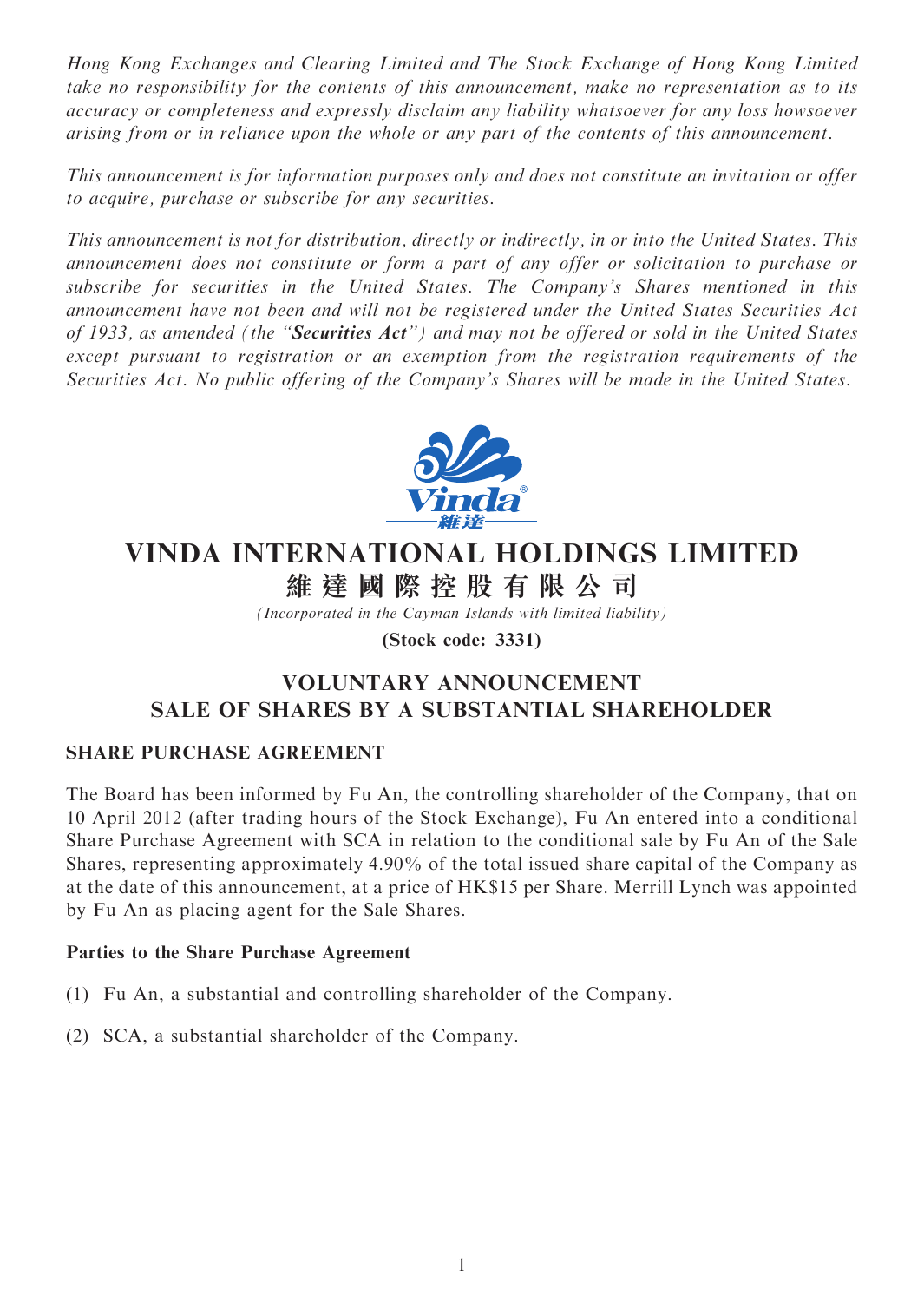*Hong Kong Exchanges and Clearing Limited and The Stock Exchange of Hong Kong Limited take no responsibility for the contents of this announcement, make no representation as to its accuracy or completeness and expressly disclaim any liability whatsoever for any loss howsoever arising from or in reliance upon the whole or any part of the contents of this announcement.*

*This announcement is for information purposes only and does not constitute an invitation or offer to acquire, purchase or subscribe for any securities.*

*This announcement is not for distribution, directly or indirectly, in or into the United States. This announcement does not constitute or form a part of any offer or solicitation to purchase or subscribe for securities in the United States. The Company's Shares mentioned in this announcement have not been and will not be registered under the United States Securities Act of 1933, as amended (the "**Securities Act**") and may not be offered or sold in the United States except pursuant to registration or an exemption from the registration requirements of the Securities Act. No public offering of the Company's Shares will be made in the United States.*

# VINDA INTERNATIONAL HOLDINGS LIMITED
# 維達國際控股有限公司

*(Incorporated in the Cayman Islands with limited liability)*

**(Stock code: 3331)**

## VOLUNTARY ANNOUNCEMENT
## SALE OF SHARES BY A SUBSTANTIAL SHAREHOLDER

### SHARE PURCHASE AGREEMENT

The Board has been informed by Fu An, the controlling shareholder of the Company, that on 10 April 2012 (after trading hours of the Stock Exchange), Fu An entered into a conditional Share Purchase Agreement with SCA in relation to the conditional sale by Fu An of the Sale Shares, representing approximately 4.90% of the total issued share capital of the Company as at the date of this announcement, at a price of HK$15 per Share. Merrill Lynch was appointed by Fu An as placing agent for the Sale Shares.

#### Parties to the Share Purchase Agreement

(1) Fu An, a substantial and controlling shareholder of the Company.

(2) SCA, a substantial shareholder of the Company.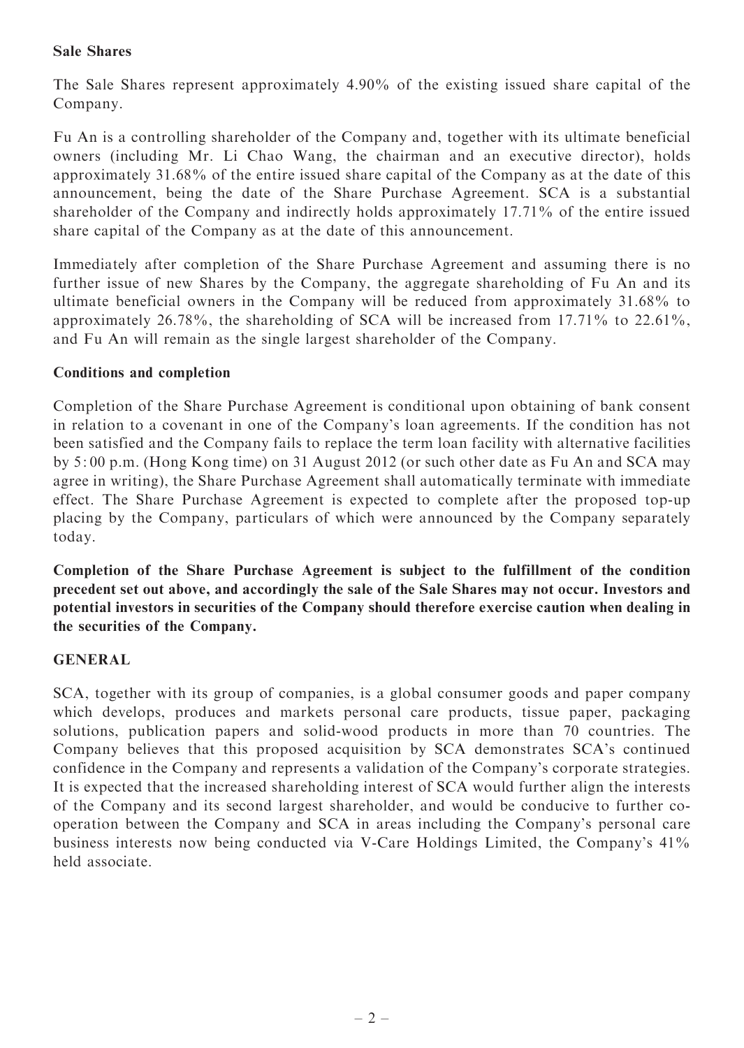**Sale Shares**

The Sale Shares represent approximately 4.90% of the existing issued share capital of the Company.

Fu An is a controlling shareholder of the Company and, together with its ultimate beneficial owners (including Mr. Li Chao Wang, the chairman and an executive director), holds approximately 31.68% of the entire issued share capital of the Company as at the date of this announcement, being the date of the Share Purchase Agreement. SCA is a substantial shareholder of the Company and indirectly holds approximately 17.71% of the entire issued share capital of the Company as at the date of this announcement.

Immediately after completion of the Share Purchase Agreement and assuming there is no further issue of new Shares by the Company, the aggregate shareholding of Fu An and its ultimate beneficial owners in the Company will be reduced from approximately 31.68% to approximately 26.78%, the shareholding of SCA will be increased from 17.71% to 22.61%, and Fu An will remain as the single largest shareholder of the Company.

**Conditions and completion**

Completion of the Share Purchase Agreement is conditional upon obtaining of bank consent in relation to a covenant in one of the Company's loan agreements. If the condition has not been satisfied and the Company fails to replace the term loan facility with alternative facilities by 5:00 p.m. (Hong Kong time) on 31 August 2012 (or such other date as Fu An and SCA may agree in writing), the Share Purchase Agreement shall automatically terminate with immediate effect. The Share Purchase Agreement is expected to complete after the proposed top-up placing by the Company, particulars of which were announced by the Company separately today.

**Completion of the Share Purchase Agreement is subject to the fulfillment of the condition precedent set out above, and accordingly the sale of the Sale Shares may not occur. Investors and potential investors in securities of the Company should therefore exercise caution when dealing in the securities of the Company.**

**GENERAL**

SCA, together with its group of companies, is a global consumer goods and paper company which develops, produces and markets personal care products, tissue paper, packaging solutions, publication papers and solid-wood products in more than 70 countries. The Company believes that this proposed acquisition by SCA demonstrates SCA's continued confidence in the Company and represents a validation of the Company's corporate strategies. It is expected that the increased shareholding interest of SCA would further align the interests of the Company and its second largest shareholder, and would be conducive to further co-operation between the Company and SCA in areas including the Company's personal care business interests now being conducted via V-Care Holdings Limited, the Company's 41% held associate.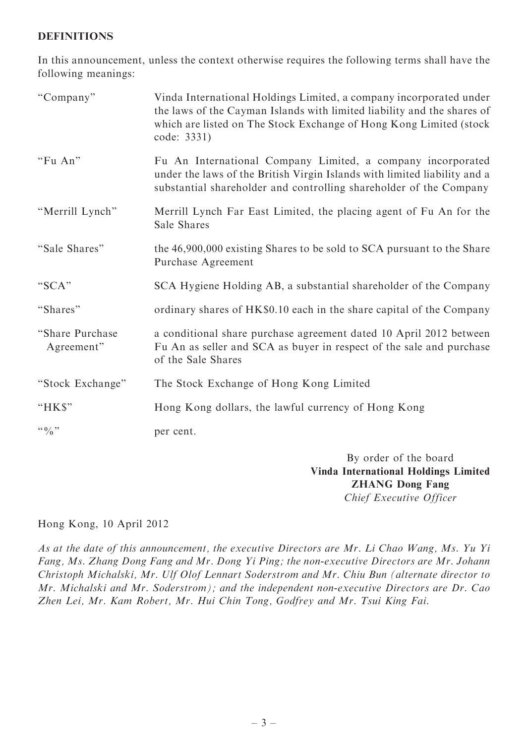## DEFINITIONS

In this announcement, unless the context otherwise requires the following terms shall have the following meanings:

| | |
|---|---|
| "Company" | Vinda International Holdings Limited, a company incorporated under the laws of the Cayman Islands with limited liability and the shares of which are listed on The Stock Exchange of Hong Kong Limited (stock code: 3331) |
| "Fu An" | Fu An International Company Limited, a company incorporated under the laws of the British Virgin Islands with limited liability and a substantial shareholder and controlling shareholder of the Company |
| "Merrill Lynch" | Merrill Lynch Far East Limited, the placing agent of Fu An for the Sale Shares |
| "Sale Shares" | the 46,900,000 existing Shares to be sold to SCA pursuant to the Share Purchase Agreement |
| "SCA" | SCA Hygiene Holding AB, a substantial shareholder of the Company |
| "Shares" | ordinary shares of HK$0.10 each in the share capital of the Company |
| "Share Purchase Agreement" | a conditional share purchase agreement dated 10 April 2012 between Fu An as seller and SCA as buyer in respect of the sale and purchase of the Sale Shares |
| "Stock Exchange" | The Stock Exchange of Hong Kong Limited |
| "HK$" | Hong Kong dollars, the lawful currency of Hong Kong |
| "%" | per cent. |

By order of the board
**Vinda International Holdings Limited**
**ZHANG Dong Fang**
*Chief Executive Officer*

Hong Kong, 10 April 2012

*As at the date of this announcement, the executive Directors are Mr. Li Chao Wang, Ms. Yu Yi Fang, Ms. Zhang Dong Fang and Mr. Dong Yi Ping; the non-executive Directors are Mr. Johann Christoph Michalski, Mr. Ulf Olof Lennart Soderstrom and Mr. Chiu Bun (alternate director to Mr. Michalski and Mr. Soderstrom); and the independent non-executive Directors are Dr. Cao Zhen Lei, Mr. Kam Robert, Mr. Hui Chin Tong, Godfrey and Mr. Tsui King Fai.*